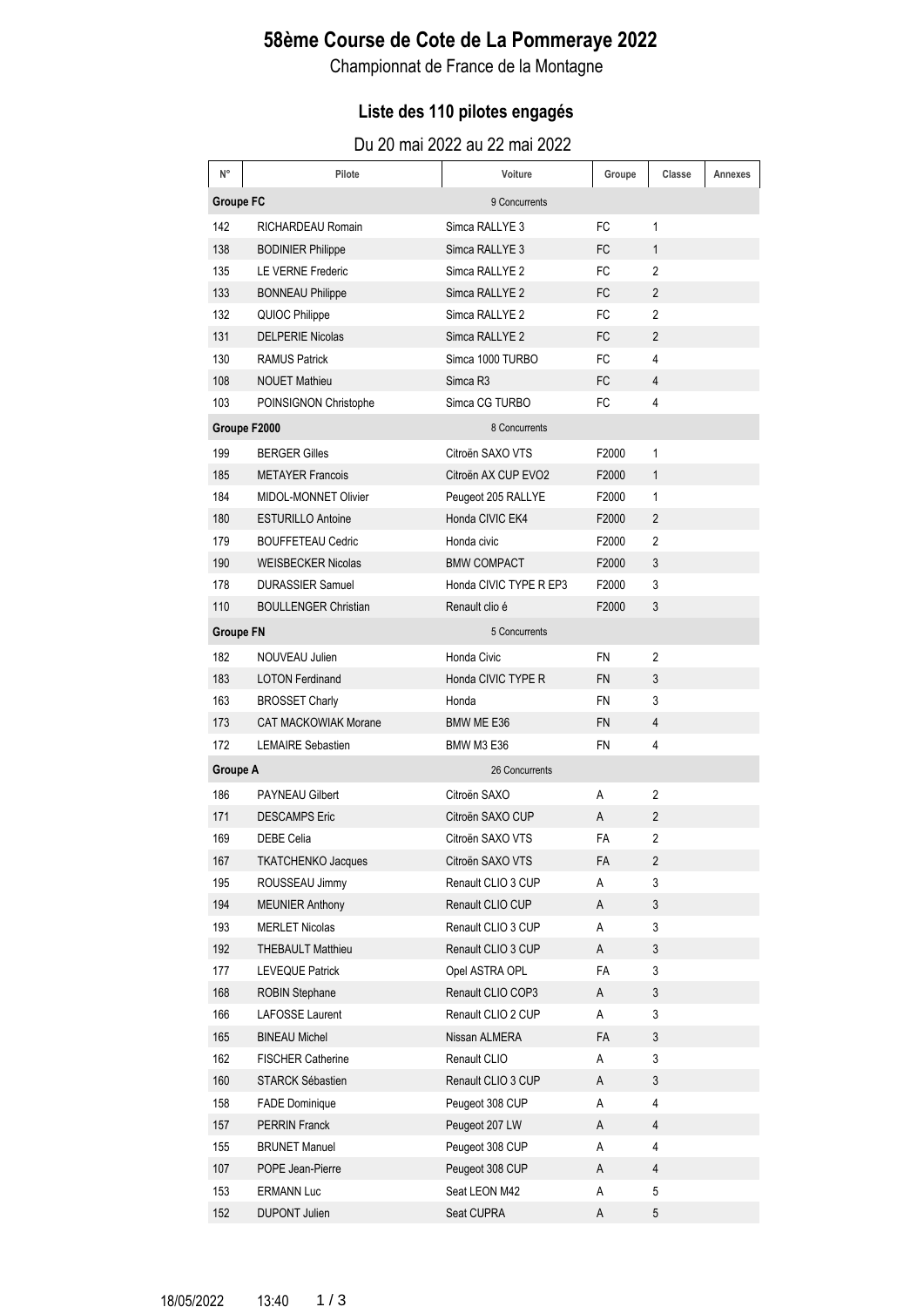# 58ème Course de Cote de La Pommeraye 2022

Championnat de France de la Montagne

## Liste des 110 pilotes engagés

Du 20 mai 2022 au 22 mai 2022

| N° | Pilote | Voiture | Groupe | Classe | Annexes |
|---|---|---|---|---|---|
| **Groupe FC** | | 9 Concurrents | | | |
| 142 | RICHARDEAU Romain | Simca RALLYE 3 | FC | 1 | |
| 138 | BODINIER Philippe | Simca RALLYE 3 | FC | 1 | |
| 135 | LE VERNE Frederic | Simca RALLYE 2 | FC | 2 | |
| 133 | BONNEAU Philippe | Simca RALLYE 2 | FC | 2 | |
| 132 | QUIOC Philippe | Simca RALLYE 2 | FC | 2 | |
| 131 | DELPERIE Nicolas | Simca RALLYE 2 | FC | 2 | |
| 130 | RAMUS Patrick | Simca 1000 TURBO | FC | 4 | |
| 108 | NOUET Mathieu | Simca R3 | FC | 4 | |
| 103 | POINSIGNON Christophe | Simca CG TURBO | FC | 4 | |
| **Groupe F2000** | | 8 Concurrents | | | |
| 199 | BERGER Gilles | Citroën SAXO VTS | F2000 | 1 | |
| 185 | METAYER Francois | Citroën AX CUP EVO2 | F2000 | 1 | |
| 184 | MIDOL-MONNET Olivier | Peugeot 205 RALLYE | F2000 | 1 | |
| 180 | ESTURILLO Antoine | Honda CIVIC EK4 | F2000 | 2 | |
| 179 | BOUFFETEAU Cedric | Honda civic | F2000 | 2 | |
| 190 | WEISBECKER Nicolas | BMW COMPACT | F2000 | 3 | |
| 178 | DURASSIER Samuel | Honda CIVIC TYPE R EP3 | F2000 | 3 | |
| 110 | BOULLENGER Christian | Renault clio é | F2000 | 3 | |
| **Groupe FN** | | 5 Concurrents | | | |
| 182 | NOUVEAU Julien | Honda Civic | FN | 2 | |
| 183 | LOTON Ferdinand | Honda CIVIC TYPE R | FN | 3 | |
| 163 | BROSSET Charly | Honda | FN | 3 | |
| 173 | CAT MACKOWIAK Morane | BMW ME E36 | FN | 4 | |
| 172 | LEMAIRE Sebastien | BMW M3 E36 | FN | 4 | |
| **Groupe A** | | 26 Concurrents | | | |
| 186 | PAYNEAU Gilbert | Citroën SAXO | A | 2 | |
| 171 | DESCAMPS Eric | Citroën SAXO CUP | A | 2 | |
| 169 | DEBE Celia | Citroën SAXO VTS | FA | 2 | |
| 167 | TKATCHENKO Jacques | Citroën SAXO VTS | FA | 2 | |
| 195 | ROUSSEAU Jimmy | Renault CLIO 3 CUP | A | 3 | |
| 194 | MEUNIER Anthony | Renault CLIO CUP | A | 3 | |
| 193 | MERLET Nicolas | Renault CLIO 3 CUP | A | 3 | |
| 192 | THEBAULT Matthieu | Renault CLIO 3 CUP | A | 3 | |
| 177 | LEVEQUE Patrick | Opel ASTRA OPL | FA | 3 | |
| 168 | ROBIN Stephane | Renault CLIO COP3 | A | 3 | |
| 166 | LAFOSSE Laurent | Renault CLIO 2 CUP | A | 3 | |
| 165 | BINEAU Michel | Nissan ALMERA | FA | 3 | |
| 162 | FISCHER Catherine | Renault CLIO | A | 3 | |
| 160 | STARCK Sébastien | Renault CLIO 3 CUP | A | 3 | |
| 158 | FADE Dominique | Peugeot 308 CUP | A | 4 | |
| 157 | PERRIN Franck | Peugeot 207 LW | A | 4 | |
| 155 | BRUNET Manuel | Peugeot 308 CUP | A | 4 | |
| 107 | POPE Jean-Pierre | Peugeot 308 CUP | A | 4 | |
| 153 | ERMANN Luc | Seat LEON M42 | A | 5 | |
| 152 | DUPONT Julien | Seat CUPRA | A | 5 | |

18/05/2022 13:40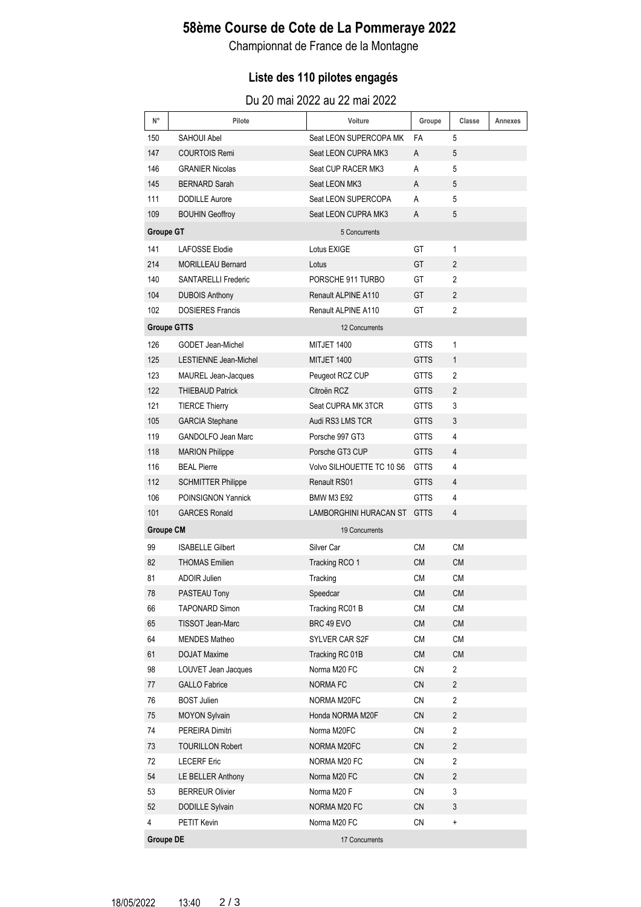# 58ème Course de Cote de La Pommeraye 2022

Championnat de France de la Montagne

## Liste des 110 pilotes engagés

Du 20 mai 2022 au 22 mai 2022

| N° | Pilote | Voiture | Groupe | Classe | Annexes |
|---|---|---|---|---|---|
| 150 | SAHOUI Abel | Seat LEON SUPERCOPA MK | FA | 5 | |
| 147 | COURTOIS Remi | Seat LEON CUPRA MK3 | A | 5 | |
| 146 | GRANIER Nicolas | Seat CUP RACER MK3 | A | 5 | |
| 145 | BERNARD Sarah | Seat LEON MK3 | A | 5 | |
| 111 | DODILLE Aurore | Seat LEON SUPERCOPA | A | 5 | |
| 109 | BOUHIN Geoffroy | Seat LEON CUPRA MK3 | A | 5 | |
| **Groupe GT** | | 5 Concurrents | | | |
| 141 | LAFOSSE Elodie | Lotus EXIGE | GT | 1 | |
| 214 | MORILLEAU Bernard | Lotus | GT | 2 | |
| 140 | SANTARELLI Frederic | PORSCHE 911 TURBO | GT | 2 | |
| 104 | DUBOIS Anthony | Renault ALPINE A110 | GT | 2 | |
| 102 | DOSIERES Francis | Renault ALPINE A110 | GT | 2 | |
| **Groupe GTTS** | | 12 Concurrents | | | |
| 126 | GODET Jean-Michel | MITJET 1400 | GTTS | 1 | |
| 125 | LESTIENNE Jean-Michel | MITJET 1400 | GTTS | 1 | |
| 123 | MAUREL Jean-Jacques | Peugeot RCZ CUP | GTTS | 2 | |
| 122 | THIEBAUD Patrick | Citroën RCZ | GTTS | 2 | |
| 121 | TIERCE Thierry | Seat CUPRA MK 3TCR | GTTS | 3 | |
| 105 | GARCIA Stephane | Audi RS3 LMS TCR | GTTS | 3 | |
| 119 | GANDOLFO Jean Marc | Porsche 997 GT3 | GTTS | 4 | |
| 118 | MARION Philippe | Porsche GT3 CUP | GTTS | 4 | |
| 116 | BEAL Pierre | Volvo SILHOUETTE TC 10 S6 | GTTS | 4 | |
| 112 | SCHMITTER Philippe | Renault RS01 | GTTS | 4 | |
| 106 | POINSIGNON Yannick | BMW M3 E92 | GTTS | 4 | |
| 101 | GARCES Ronald | LAMBORGHINI HURACAN ST | GTTS | 4 | |
| **Groupe CM** | | 19 Concurrents | | | |
| 99 | ISABELLE Gilbert | Silver Car | CM | CM | |
| 82 | THOMAS Emilien | Tracking RCO 1 | CM | CM | |
| 81 | ADOIR Julien | Tracking | CM | CM | |
| 78 | PASTEAU Tony | Speedcar | CM | CM | |
| 66 | TAPONARD Simon | Tracking RC01 B | CM | CM | |
| 65 | TISSOT Jean-Marc | BRC 49 EVO | CM | CM | |
| 64 | MENDES Matheo | SYLVER CAR S2F | CM | CM | |
| 61 | DOJAT Maxime | Tracking RC 01B | CM | CM | |
| 98 | LOUVET Jean Jacques | Norma M20 FC | CN | 2 | |
| 77 | GALLO Fabrice | NORMA FC | CN | 2 | |
| 76 | BOST Julien | NORMA M20FC | CN | 2 | |
| 75 | MOYON Sylvain | Honda NORMA M20F | CN | 2 | |
| 74 | PEREIRA Dimitri | Norma M20FC | CN | 2 | |
| 73 | TOURILLON Robert | NORMA M20FC | CN | 2 | |
| 72 | LECERF Eric | NORMA M20 FC | CN | 2 | |
| 54 | LE BELLER Anthony | Norma M20 FC | CN | 2 | |
| 53 | BERREUR Olivier | Norma M20 F | CN | 3 | |
| 52 | DODILLE Sylvain | NORMA M20 FC | CN | 3 | |
| 4 | PETIT Kevin | Norma M20 FC | CN | + | |
| **Groupe DE** | | 17 Concurrents | | | |

18/05/2022 13:40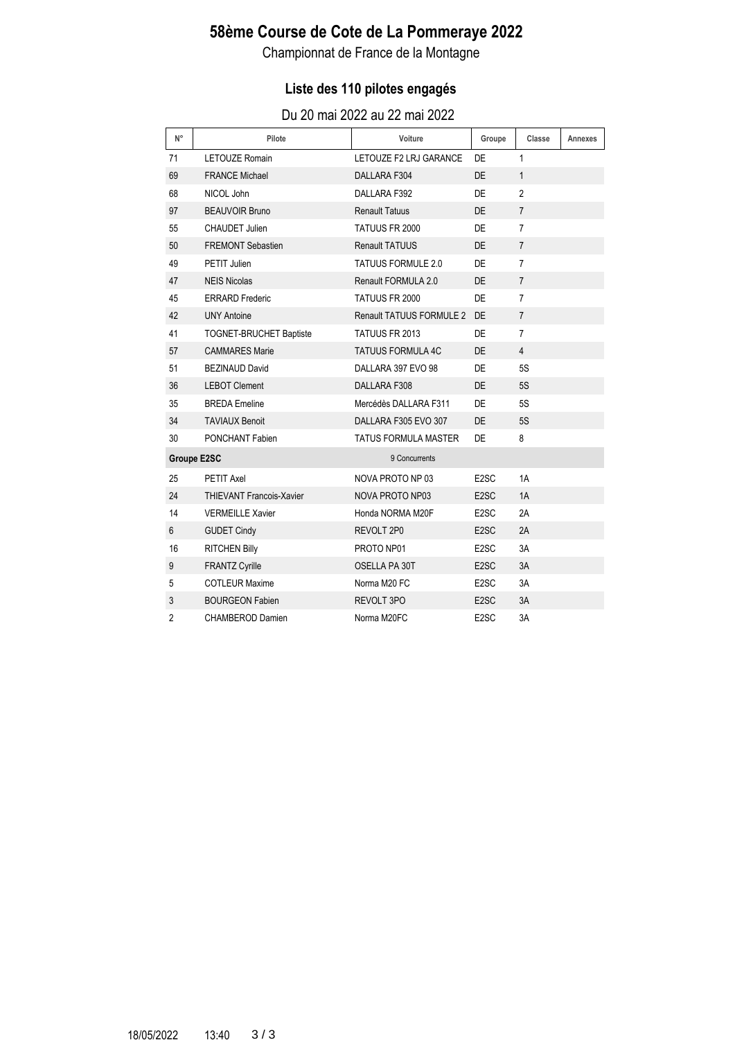# 58ème Course de Cote de La Pommeraye 2022

Championnat de France de la Montagne

## Liste des 110 pilotes engagés

Du 20 mai 2022 au 22 mai 2022

| N° | Pilote | Voiture | Groupe | Classe | Annexes |
|---|---|---|---|---|---|
| 71 | LETOUZE Romain | LETOUZE F2 LRJ GARANCE | DE | 1 | |
| 69 | FRANCE Michael | DALLARA F304 | DE | 1 | |
| 68 | NICOL John | DALLARA F392 | DE | 2 | |
| 97 | BEAUVOIR Bruno | Renault Tatuus | DE | 7 | |
| 55 | CHAUDET Julien | TATUUS FR 2000 | DE | 7 | |
| 50 | FREMONT Sebastien | Renault TATUUS | DE | 7 | |
| 49 | PETIT Julien | TATUUS FORMULE 2.0 | DE | 7 | |
| 47 | NEIS Nicolas | Renault FORMULA 2.0 | DE | 7 | |
| 45 | ERRARD Frederic | TATUUS FR 2000 | DE | 7 | |
| 42 | UNY Antoine | Renault TATUUS FORMULE 2 | DE | 7 | |
| 41 | TOGNET-BRUCHET Baptiste | TATUUS FR 2013 | DE | 7 | |
| 57 | CAMMARES Marie | TATUUS FORMULA 4C | DE | 4 | |
| 51 | BEZINAUD David | DALLARA 397 EVO 98 | DE | 5S | |
| 36 | LEBOT Clement | DALLARA F308 | DE | 5S | |
| 35 | BREDA Emeline | Mercédès DALLARA F311 | DE | 5S | |
| 34 | TAVIAUX Benoit | DALLARA F305 EVO 307 | DE | 5S | |
| 30 | PONCHANT Fabien | TATUS FORMULA MASTER | DE | 8 | |
| **Groupe E2SC** | | 9 Concurrents | | | |
| 25 | PETIT Axel | NOVA PROTO NP 03 | E2SC | 1A | |
| 24 | THIEVANT Francois-Xavier | NOVA PROTO NP03 | E2SC | 1A | |
| 14 | VERMEILLE Xavier | Honda NORMA M20F | E2SC | 2A | |
| 6 | GUDET Cindy | REVOLT 2P0 | E2SC | 2A | |
| 16 | RITCHEN Billy | PROTO NP01 | E2SC | 3A | |
| 9 | FRANTZ Cyrille | OSELLA PA 30T | E2SC | 3A | |
| 5 | COTLEUR Maxime | Norma M20 FC | E2SC | 3A | |
| 3 | BOURGEON Fabien | REVOLT 3PO | E2SC | 3A | |
| 2 | CHAMBEROD Damien | Norma M20FC | E2SC | 3A | |

18/05/2022 13:40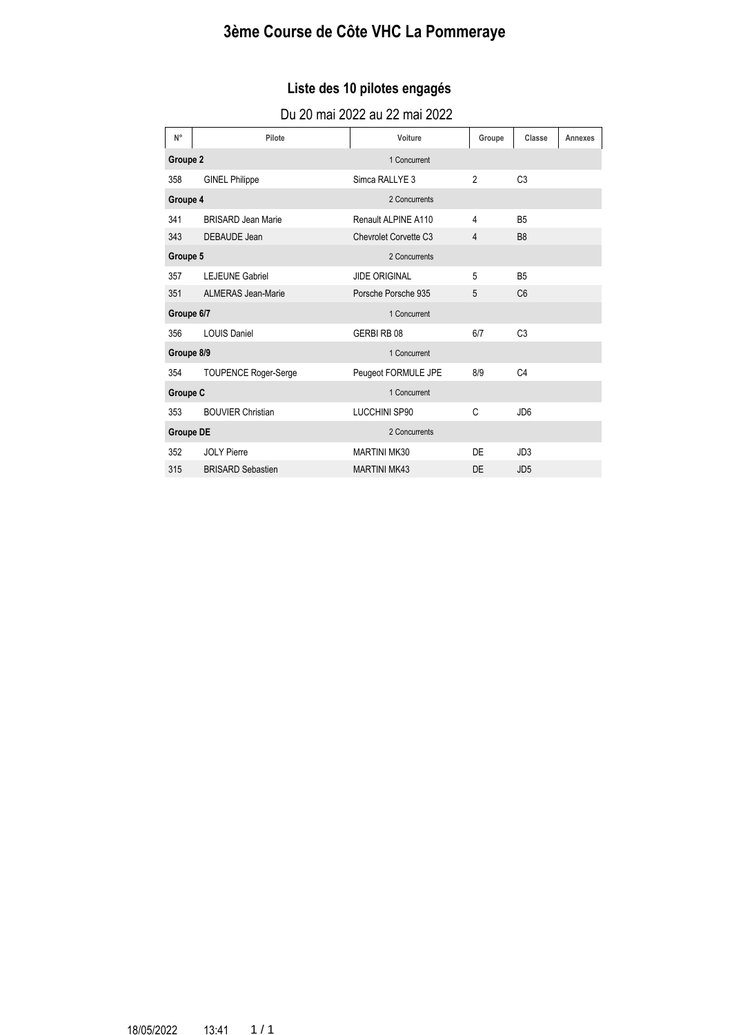# 3ème Course de Côte VHC La Pommeraye

## Liste des 10 pilotes engagés

Du 20 mai 2022 au 22 mai 2022

| N° | Pilote | Voiture | Groupe | Classe | Annexes |
|---|---|---|---|---|---|
| **Groupe 2** | | 1 Concurrent | | | |
| 358 | GINEL Philippe | Simca RALLYE 3 | 2 | C3 | |
| **Groupe 4** | | 2 Concurrents | | | |
| 341 | BRISARD Jean Marie | Renault ALPINE A110 | 4 | B5 | |
| 343 | DEBAUDE Jean | Chevrolet Corvette C3 | 4 | B8 | |
| **Groupe 5** | | 2 Concurrents | | | |
| 357 | LEJEUNE Gabriel | JIDE ORIGINAL | 5 | B5 | |
| 351 | ALMERAS Jean-Marie | Porsche Porsche 935 | 5 | C6 | |
| **Groupe 6/7** | | 1 Concurrent | | | |
| 356 | LOUIS Daniel | GERBI RB 08 | 6/7 | C3 | |
| **Groupe 8/9** | | 1 Concurrent | | | |
| 354 | TOUPENCE Roger-Serge | Peugeot FORMULE JPE | 8/9 | C4 | |
| **Groupe C** | | 1 Concurrent | | | |
| 353 | BOUVIER Christian | LUCCHINI SP90 | C | JD6 | |
| **Groupe DE** | | 2 Concurrents | | | |
| 352 | JOLY Pierre | MARTINI MK30 | DE | JD3 | |
| 315 | BRISARD Sebastien | MARTINI MK43 | DE | JD5 | |

18/05/2022 13:41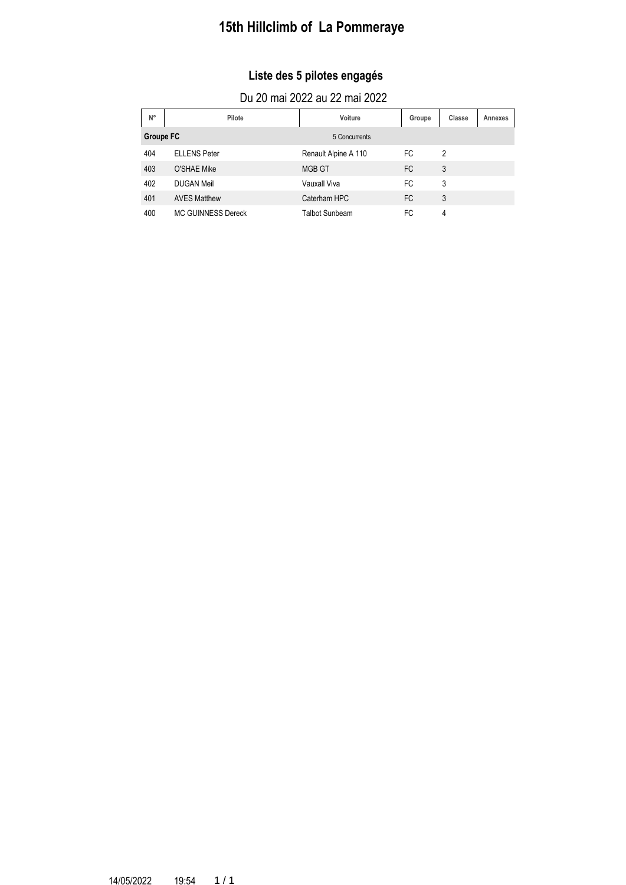# 15th Hillclimb of La Pommeraye

## Liste des 5 pilotes engagés

### Du 20 mai 2022 au 22 mai 2022

| N° | Pilote | Voiture | Groupe | Classe | Annexes |
|---|---|---|---|---|---|
| **Groupe FC** | | 5 Concurrents | | | |
| 404 | ELLENS Peter | Renault Alpine A 110 | FC | 2 | |
| 403 | O'SHAE Mike | MGB GT | FC | 3 | |
| 402 | DUGAN Meil | Vauxall Viva | FC | 3 | |
| 401 | AVES Matthew | Caterham HPC | FC | 3 | |
| 400 | MC GUINNESS Dereck | Talbot Sunbeam | FC | 4 | |

14/05/2022 19:54